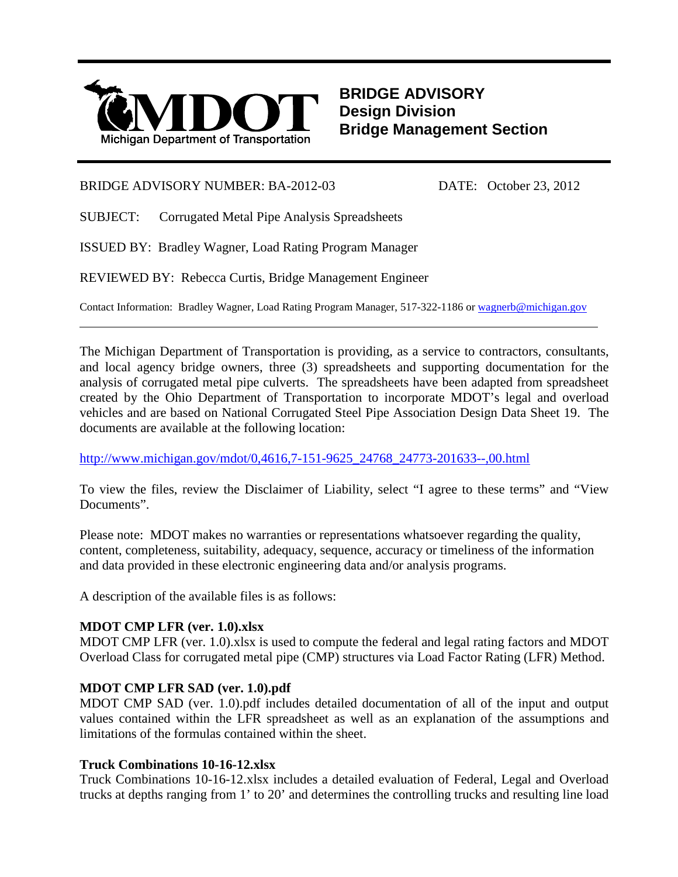# BRIDGE ADVISORY
## Design Division
## Bridge Management Section

Michigan Department of Transportation

BRIDGE ADVISORY NUMBER: BA-2012-03 DATE: October 23, 2012

SUBJECT: Corrugated Metal Pipe Analysis Spreadsheets

ISSUED BY: Bradley Wagner, Load Rating Program Manager

REVIEWED BY: Rebecca Curtis, Bridge Management Engineer

Contact Information: Bradley Wagner, Load Rating Program Manager, 517-322-1186 or [wagnerb@michigan.gov](mailto:wagnerb@michigan.gov)

---

The Michigan Department of Transportation is providing, as a service to contractors, consultants, and local agency bridge owners, three (3) spreadsheets and supporting documentation for the analysis of corrugated metal pipe culverts. The spreadsheets have been adapted from spreadsheet created by the Ohio Department of Transportation to incorporate MDOT's legal and overload vehicles and are based on National Corrugated Steel Pipe Association Design Data Sheet 19. The documents are available at the following location:

[http://www.michigan.gov/mdot/0,4616,7-151-9625_24768_24773-201633--,00.html](http://www.michigan.gov/mdot/0,4616,7-151-9625_24768_24773-201633--,00.html)

To view the files, review the Disclaimer of Liability, select "I agree to these terms" and "View Documents".

Please note: MDOT makes no warranties or representations whatsoever regarding the quality, content, completeness, suitability, adequacy, sequence, accuracy or timeliness of the information and data provided in these electronic engineering data and/or analysis programs.

A description of the available files is as follows:

**MDOT CMP LFR (ver. 1.0).xlsx**
MDOT CMP LFR (ver. 1.0).xlsx is used to compute the federal and legal rating factors and MDOT Overload Class for corrugated metal pipe (CMP) structures via Load Factor Rating (LFR) Method.

**MDOT CMP LFR SAD (ver. 1.0).pdf**
MDOT CMP SAD (ver. 1.0).pdf includes detailed documentation of all of the input and output values contained within the LFR spreadsheet as well as an explanation of the assumptions and limitations of the formulas contained within the sheet.

**Truck Combinations 10-16-12.xlsx**
Truck Combinations 10-16-12.xlsx includes a detailed evaluation of Federal, Legal and Overload trucks at depths ranging from 1' to 20' and determines the controlling trucks and resulting line load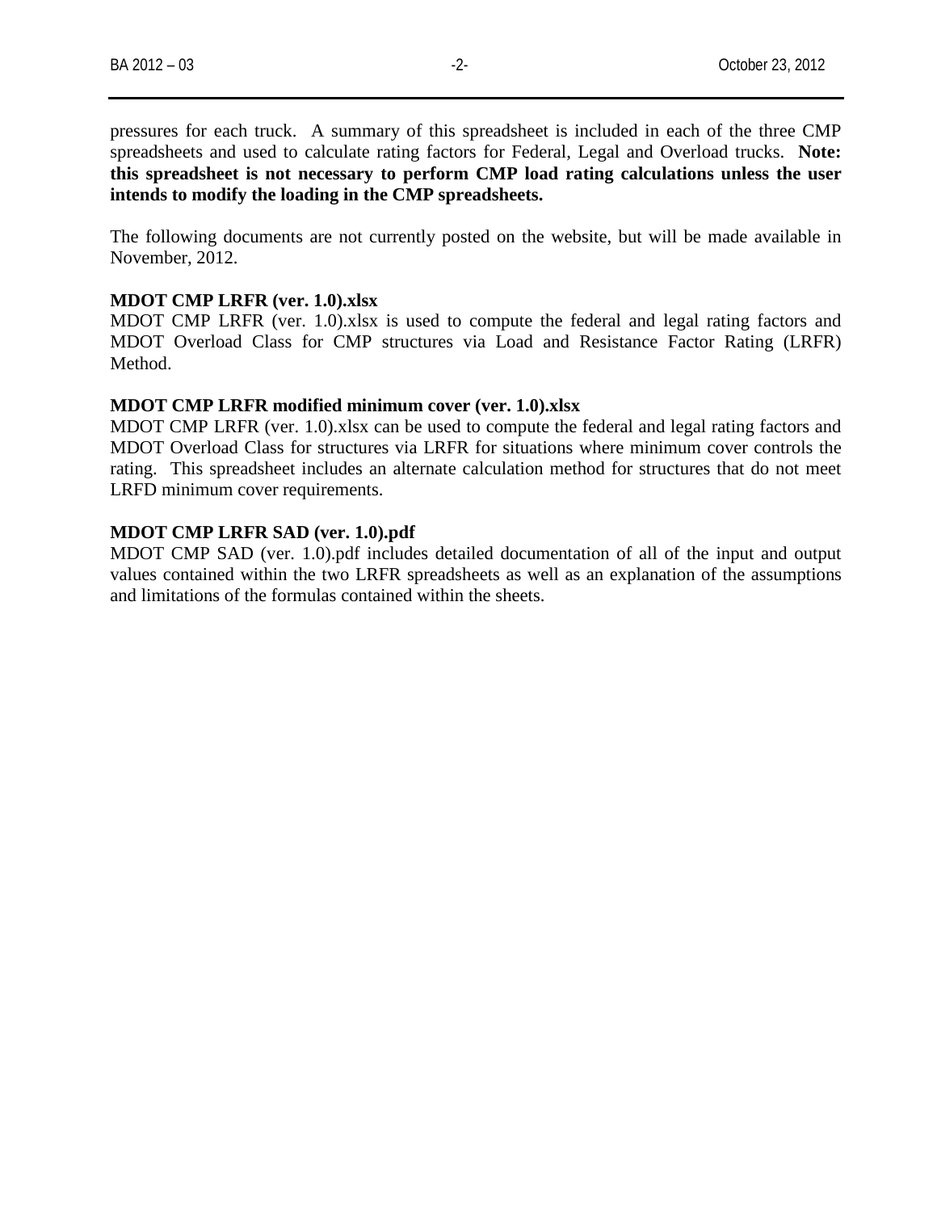pressures for each truck. A summary of this spreadsheet is included in each of the three CMP spreadsheets and used to calculate rating factors for Federal, Legal and Overload trucks. **Note: this spreadsheet is not necessary to perform CMP load rating calculations unless the user intends to modify the loading in the CMP spreadsheets.**

The following documents are not currently posted on the website, but will be made available in November, 2012.

**MDOT CMP LRFR (ver. 1.0).xlsx**
MDOT CMP LRFR (ver. 1.0).xlsx is used to compute the federal and legal rating factors and MDOT Overload Class for CMP structures via Load and Resistance Factor Rating (LRFR) Method.

**MDOT CMP LRFR modified minimum cover (ver. 1.0).xlsx**
MDOT CMP LRFR (ver. 1.0).xlsx can be used to compute the federal and legal rating factors and MDOT Overload Class for structures via LRFR for situations where minimum cover controls the rating. This spreadsheet includes an alternate calculation method for structures that do not meet LRFD minimum cover requirements.

**MDOT CMP LRFR SAD (ver. 1.0).pdf**
MDOT CMP SAD (ver. 1.0).pdf includes detailed documentation of all of the input and output values contained within the two LRFR spreadsheets as well as an explanation of the assumptions and limitations of the formulas contained within the sheets.